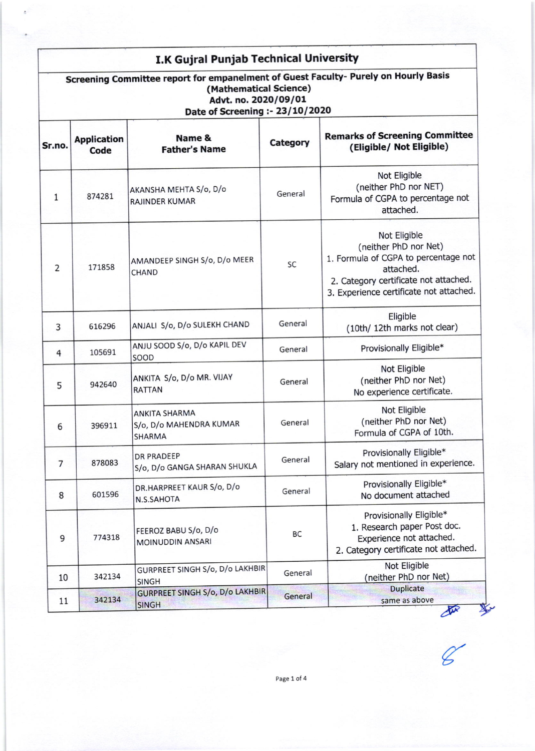# I.K Gujral Punjab Technical University

## Screening Committee report for empanelment of Guest Faculty- Purely on Hourly Basis (Mathematical Science)

**Advt. no. 2020/09/01**

**Date of Screening :- 23/10/2020**

| Sr.no. | Application Code | Name & Father's Name | Category | Remarks of Screening Committee (Eligible/ Not Eligible) |
|---|---|---|---|---|
| 1 | 874281 | AKANSHA MEHTA S/o, D/o RAJINDER KUMAR | General | Not Eligible (neither PhD nor NET) Formula of CGPA to percentage not attached. |
| 2 | 171858 | AMANDEEP SINGH S/o, D/o MEER CHAND | SC | Not Eligible (neither PhD nor Net) 1. Formula of CGPA to percentage not attached. 2. Category certificate not attached. 3. Experience certificate not attached. |
| 3 | 616296 | ANJALI S/o, D/o SULEKH CHAND | General | Eligible (10th/ 12th marks not clear) |
| 4 | 105691 | ANJU SOOD S/o, D/o KAPIL DEV SOOD | General | Provisionally Eligible* |
| 5 | 942640 | ANKITA S/o, D/o MR. VIJAY RATTAN | General | Not Eligible (neither PhD nor Net) No experience certificate. |
| 6 | 396911 | ANKITA SHARMA S/o, D/o MAHENDRA KUMAR SHARMA | General | Not Eligible (neither PhD nor Net) Formula of CGPA of 10th. |
| 7 | 878083 | DR PRADEEP S/o, D/o GANGA SHARAN SHUKLA | General | Provisionally Eligible* Salary not mentioned in experience. |
| 8 | 601596 | DR.HARPREET KAUR S/o, D/o N.S.SAHOTA | General | Provisionally Eligible* No document attached |
| 9 | 774318 | FEEROZ BABU S/o, D/o MOINUDDIN ANSARI | BC | Provisionally Eligible* 1. Research paper Post doc. Experience not attached. 2. Category certificate not attached. |
| 10 | 342134 | GURPREET SINGH S/o, D/o LAKHBIR SINGH | General | Not Eligible (neither PhD nor Net) |
| 11 | 342134 | GURPREET SINGH S/o, D/o LAKHBIR SINGH | General | Duplicate same as above |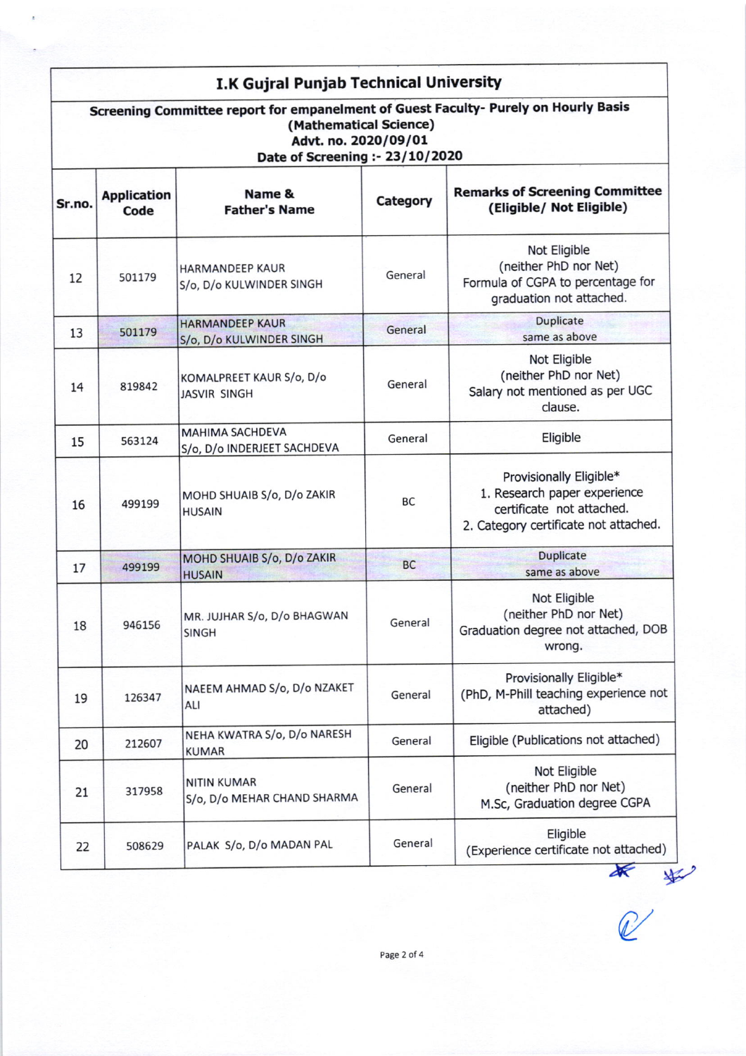## I.K Gujral Punjab Technical University

**Screening Committee report for empanelment of Guest Faculty- Purely on Hourly Basis (Mathematical Science)**
**Advt. no. 2020/09/01**
**Date of Screening :- 23/10/2020**

| Sr.no. | Application Code | Name & Father's Name | Category | Remarks of Screening Committee (Eligible/ Not Eligible) |
|---|---|---|---|---|
| 12 | 501179 | HARMANDEEP KAUR S/o, D/o KULWINDER SINGH | General | Not Eligible (neither PhD nor Net) Formula of CGPA to percentage for graduation not attached. |
| 13 | 501179 | HARMANDEEP KAUR S/o, D/o KULWINDER SINGH | General | Duplicate same as above |
| 14 | 819842 | KOMALPREET KAUR S/o, D/o JASVIR SINGH | General | Not Eligible (neither PhD nor Net) Salary not mentioned as per UGC clause. |
| 15 | 563124 | MAHIMA SACHDEVA S/o, D/o INDERJEET SACHDEVA | General | Eligible |
| 16 | 499199 | MOHD SHUAIB S/o, D/o ZAKIR HUSAIN | BC | Provisionally Eligible* 1. Research paper experience certificate not attached. 2. Category certificate not attached. |
| 17 | 499199 | MOHD SHUAIB S/o, D/o ZAKIR HUSAIN | BC | Duplicate same as above |
| 18 | 946156 | MR. JUJHAR S/o, D/o BHAGWAN SINGH | General | Not Eligible (neither PhD nor Net) Graduation degree not attached, DOB wrong. |
| 19 | 126347 | NAEEM AHMAD S/o, D/o NZAKET ALI | General | Provisionally Eligible* (PhD, M-Phill teaching experience not attached) |
| 20 | 212607 | NEHA KWATRA S/o, D/o NARESH KUMAR | General | Eligible (Publications not attached) |
| 21 | 317958 | NITIN KUMAR S/o, D/o MEHAR CHAND SHARMA | General | Not Eligible (neither PhD nor Net) M.Sc, Graduation degree CGPA |
| 22 | 508629 | PALAK S/o, D/o MADAN PAL | General | Eligible (Experience certificate not attached) |